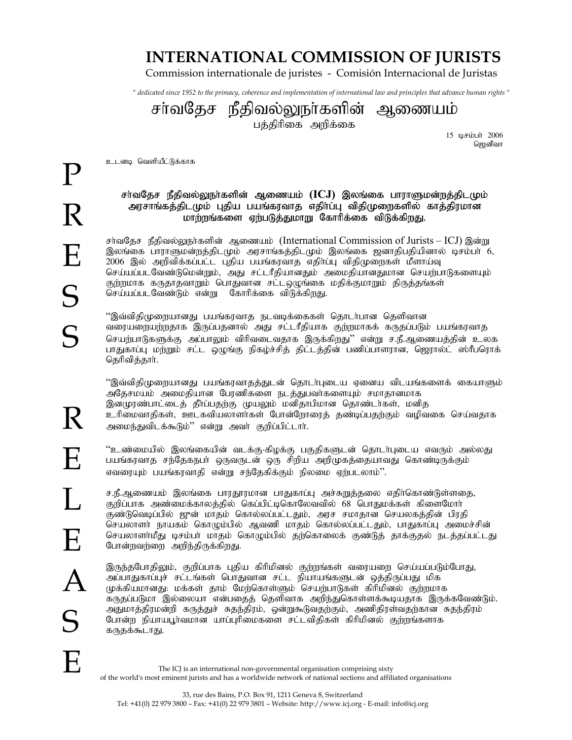# INTERNATIONAL COMMISSION OF JURISTS

Commission internationale de juristes - Comisión Internacional de Juristas

*" dedicated since 1952 to the primacy, coherence and implementation of international law and principles that advance human rights "*

# சா்வதேச நீதிவல்லுநா்களின் ஆணையம்

பத்திரிகை அறிக்கை

15 டிசம்பா் 2006
ஜெனீவா

உடனடி வெளியீட்டுக்காக

**சா்வதேச நீதிவல்லுநா்களின் ஆணையம் (ICJ) இலங்கை பாராளுமன்றத்திடமும் அரசாங்கத்திடமும் புதிய பயங்கரவாத எதிா்ப்பு விதிமுறைகளில் காத்திரமான மாற்றங்களை ஏற்படுத்துமாறு கோரிக்கை விடுக்கிறது.**

சா்வதேச நீதிவல்லுநா்களின் ஆணையம் (International Commission of Jurists – ICJ) இன்று இலங்கை பாராளுமன்றத்திடமும் அரசாங்கத்திடமும் இலங்கை ஜனாதிபதியினால் டிசம்பா் 6, 2006 இல் அறிவிக்கப்பட்ட புதிய பயங்கரவாத எதிா்ப்பு விதிமுறைகள் மீளாய்வு செய்யப்படவேண்டுமென்றும், அது சட்டரீதியானதும் அமைதியானதுமான செயற்பாடுகளையும் குற்றமாக கருதாதவாறும் பொதுவான சட்டஒழுங்கை மதிக்குமாறும் திருத்தங்கள் செய்யப்படவேண்டும் என்று கோரிக்கை விடுக்கிறது.

"இவ்விதிமுறையானது பயங்கரவாத நடவடிக்கைகள் தொடா்பான தெளிவான வரையறையற்றதாக இருப்பதனால் அது சட்டரீதியாக குற்றமாகக் கருதப்படும் பயங்கரவாத செயற்பாடுகளுக்கு அப்பாலும் விரிவடைவதாக இருக்கிறது'' என்று ச.நீ.ஆணையத்தின் உலக பாதுகாப்பு மற்றும் சட்ட ஒழுங்கு நிகழ்ச்சித் திட்டத்தின் பணிப்பாளரான, ஜெரால்ட் ஸ்டீபரொக் தெரிவித்தார்.

"இவ்விதிமுறையானது பயங்கரவாதத்துடன் தொடா்புடைய ஏனைய விடயங்களைக் கையாளும் அதேசமயம் அமைதியான பேரணிகளை நடத்துபவா்களையும் சமாதானமாக இனமுரண்பாட்டைத் தீா்ப்பதற்கு முயலும் மனிதாபிமான தொண்டா்கள், மனித உரிமைவாதிகள், ஊடகவியலாளா்கள் போன்றோரைத் தண்டிப்பதற்கும் வழிவகை செய்வதாக அமைந்துவிடக்கூடும்'' என்று அவா் குறிப்பிட்டாா்.

"உண்மையில் இலங்கையின் வடக்கு-கிழக்கு பகுதிகளுடன் தொடா்புடைய எவரும் அல்லது பயங்கரவாத சந்தேகநபா் ஒருவருடன் ஒரு சிறிய அறிமுகத்தையாவது கொண்டிருக்கும் எவரையும் பயங்கரவாதி என்று சந்தேகிக்கும் நிலைமை ஏற்படலாம்''.

ச.நீ.ஆணையம் இலங்கை பாரதூரமான பாதுகாப்பு அச்சுறுத்தலை எதிா்கொண்டுள்ளதை, குறிப்பாக அண்மைக்காலத்தில் கெப்பிட்டிகொலேவவில் 68 பொதுமக்கள் கிளைமோா் குண்டுவெடிப்பில் ஜுன் மாதம் கொல்லப்பட்டதும், அரச சமாதான செயலகத்தின் பிரதி செயலாளா் நாயகம் கொழும்பில் ஆவணி மாதம் கொல்லப்பட்டதும், பாதுகாப்பு அமைச்சின் செயலாளா்மீது டிசம்பா் மாதம் கொழும்பில் தற்கொலைக் குண்டுத் தாக்குதல் நடத்தப்பட்டது போன்றவற்றை அறிந்திருக்கிறது.

இருந்தபோதிலும், குறிப்பாக புதிய கிரிமினல் குற்றங்கள் வரையறை செய்யப்படும்போது, அப்பாதுகாப்புச் சட்டங்கள் பொதுவான சட்ட நியாயங்களுடன் ஒத்திருப்பது மிக முக்கியமானது: மக்கள் தாம் மேற்கொள்ளும் செயற்பாடுகள் கிரிமினல் குற்றமாக கருதப்படுமா இல்லையா என்பதைத் தெளிவாக அறிந்துகொள்ளக்கூடியதாக இருக்கவேண்டும். அதுமாத்திரமன்றி கருத்துச் சுதந்திரம், ஒன்றுகூடுவதற்கும், அணிதிரள்வதற்கான சுதந்திரம் போன்ற நியாயபூா்வமான யாப்புரிமைகளை சட்டவிதிகள் கிரிமினல் குற்றங்களாக கருதக்கூடாது.

The ICJ is an international non-governmental organisation comprising sixty of the world's most eminent jurists and has a worldwide network of national sections and affiliated organisations

33, rue des Bains, P.O. Box 91, 1211 Geneva 8, Switzerland
Tel: +41(0) 22 979 3800 – Fax: +41(0) 22 979 3801 – Website: http://www.icj.org - E-mail: info@icj.org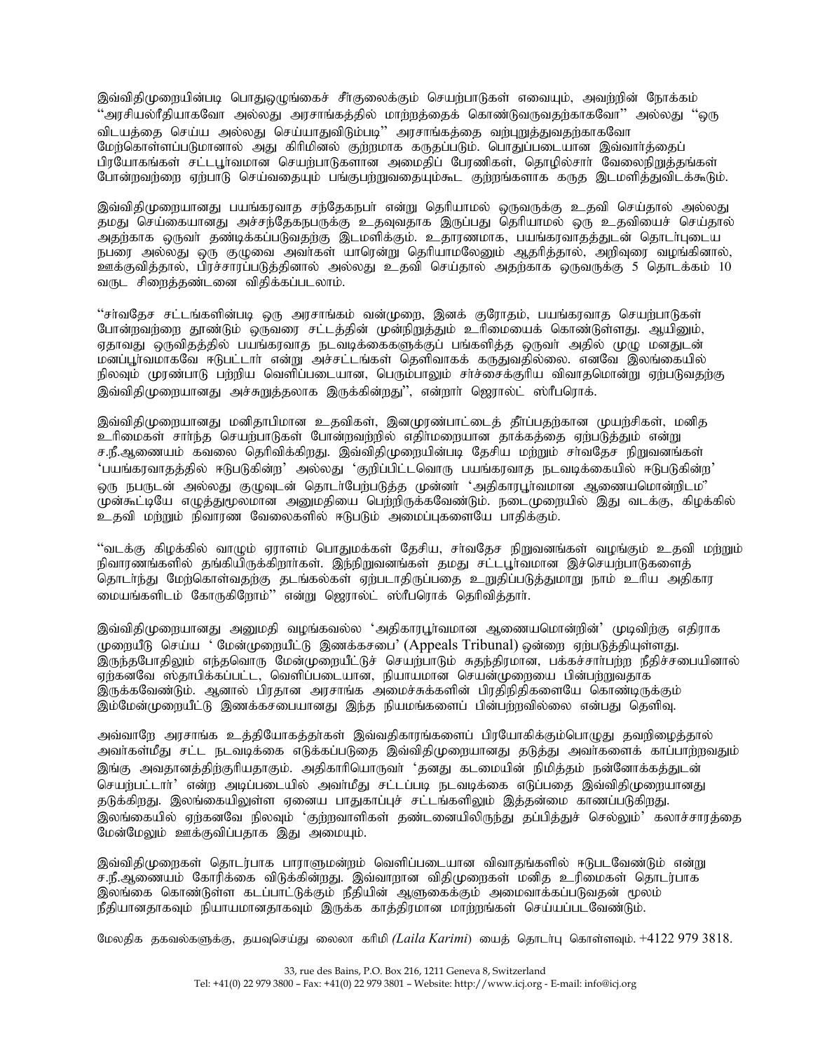இவ்விதிமுறையின்படி பொதுஒழுங்கைச் சீர்குலைக்கும் செயற்பாடுகள் எவையும், அவற்றின் நோக்கம் ''அரசியல்ரீதியாகவோ அல்லது அரசாங்கத்தில் மாற்றத்தைக் கொண்டுவருவதற்காகவோ'' அல்லது ''ஒரு விடயத்தை செய்ய அல்லது செய்யாதுவிடும்படி'' அரசாங்கத்தை வற்புறுத்துவதற்காகவோ மேற்கொள்ளப்படுமானால் அது கிரிமினல் குற்றமாக கருதப்படும். பொதுப்படையான இவ்வார்த்தைப் பிரயோகங்கள் சட்டபூர்வமான செயற்பாடுகளான அமைதிப் பேரணிகள், தொழில்சார் வேலைநிறுத்தங்கள் போன்றவற்றை ஏற்பாடு செய்வதையும் பங்குபற்றுவதையும்கூட குற்றங்களாக கருத இடமளித்துவிடக்கூடும்.

இவ்விதிமுறையானது பயங்கரவாத சந்தேகநபர் என்று தெரியாமல் ஒருவருக்கு உதவி செய்தால் அல்லது தமது செய்கையானது அச்சந்தேகநபருக்கு உதவுவதாக இருப்பது தெரியாமல் ஒரு உதவியைச் செய்தால் அதற்காக ஒருவர் தண்டிக்கப்படுவதற்கு இடமளிக்கும். உதாரணமாக, பயங்கரவாதத்துடன் தொடர்புடைய நபரை அல்லது ஒரு குழுவை அவர்கள் யாரென்று தெரியாமலேனும் ஆதரித்தால், அறிவுரை வழங்கினால், ஊக்குவித்தால், பிரச்சாரப்படுத்தினால் அல்லது உதவி செய்தால் அதற்காக ஒருவருக்கு 5 தொடக்கம் 10 வருட சிறைத்தண்டனை விதிக்கப்படலாம்.

''சர்வதேச சட்டங்களின்படி ஒரு அரசாங்கம் வன்முறை, இனக் குரோதம், பயங்கரவாத செயற்பாடுகள் போன்றவற்றை தூண்டும் ஒருவரை சட்டத்தின் முன்நிறுத்தும் உரிமையைக் கொண்டுள்ளது. ஆயினும், ஏதாவது ஒருவிதத்தில் பயங்கரவாத நடவடிக்கைகளுக்குப் பங்களித்த ஒருவர் அதில் முழு மனதுடன் மனப்பூர்வமாகவே ஈடுபட்டார் என்று அச்சட்டங்கள் தெளிவாகக் கருதுவதில்லை. எனவே இலங்கையில் நிலவும் முரண்பாடு பற்றிய வெளிப்படையான, பெரும்பாலும் சர்ச்சைக்குரிய விவாதமொன்று ஏற்படுவதற்கு இவ்விதிமுறையானது அச்சுறுத்தலாக இருக்கின்றது'', என்றார் ஜெரால்ட் ஸ்ரீபரொக்.

இவ்விதிமுறையானது மனிதாபிமான உதவிகள், இனமுரண்பாட்டைத் தீர்ப்பதற்கான முயற்சிகள், மனித உரிமைகள் சார்ந்த செயற்பாடுகள் போன்றவற்றில் எதிர்மறையான தாக்கத்தை ஏற்படுத்தும் என்று ச.நீ.ஆணையம் கவலை தெரிவிக்கிறது. இவ்விதிமுறையின்படி தேசிய மற்றும் சர்வதேச நிறுவனங்கள் 'பயங்கரவாதத்தில் ஈடுபடுகின்ற' அல்லது 'குறிப்பிட்டவொரு பயங்கரவாத நடவடிக்கையில் ஈடுபடுகின்ற' ஒரு நபருடன் அல்லது குழுவுடன் தொடர்பேற்படுத்த முன்னர் 'அதிகாரபூர்வமான ஆணையமொன்றிடம்' முன்கூட்டியே எழுத்துமூலமான அனுமதியை பெற்றிருக்கவேண்டும். நடைமுறையில் இது வடக்கு, கிழக்கில் உதவி மற்றும் நிவாரண வேலைகளில் ஈடுபடும் அமைப்புகளையே பாதிக்கும்.

''வடக்கு கிழக்கில் வாழும் ஏராளம் பொதுமக்கள் தேசிய, சர்வதேச நிறுவனங்கள் வழங்கும் உதவி மற்றும் நிவாரணங்களில் தங்கியிருக்கிறார்கள். இந்நிறுவனங்கள் தமது சட்டபூர்வமான இச்செயற்பாடுகளைத் தொடர்ந்து மேற்கொள்வதற்கு தடங்கல்கள் ஏற்படாதிருப்பதை உறுதிப்படுத்துமாறு நாம் உரிய அதிகார மையங்களிடம் கோருகிறோம்'' என்று ஜெரால்ட் ஸ்ரீபரொக் தெரிவித்தார்.

இவ்விதிமுறையானது அனுமதி வழங்கவல்ல 'அதிகாரபூர்வமான ஆணையமொன்றின்' முடிவிற்கு எதிராக முறையீடு செய்ய ' மேன்முறையீட்டு இணக்கசபை' (Appeals Tribunal) ஒன்றை ஏற்படுத்தியுள்ளது. இருந்தபோதிலும் எந்தவொரு மேன்முறையீட்டுச் செயற்பாடும் சுதந்திரமான, பக்கச்சார்பற்ற நீதிச்சபையினால் ஏற்கனவே ஸ்தாபிக்கப்பட்ட, வெளிப்படையான, நியாயமான செயன்முறையை பின்பற்றுவதாக இருக்கவேண்டும். ஆனால் பிரதான அரசாங்க அமைச்சுக்களின் பிரதிநிதிகளையே கொண்டிருக்கும் இம்மேன்முறையீட்டு இணக்கசபையானது இந்த நியமங்களைப் பின்பற்றவில்லை என்பது தெளிவு.

அவ்வாறே அரசாங்க உத்தியோகத்தர்கள் இவ்வதிகாரங்களைப் பிரயோகிக்கும்பொழுது தவறிழைத்தால் அவர்கள்மீது சட்ட நடவடிக்கை எடுக்கப்படுதை இவ்விதிமுறையானது தடுத்து அவர்களைக் காப்பாற்றுவதும் இங்கு அவதானத்திற்குரியதாகும். அதிகாரியொருவர் 'தனது கடமையின் நிமித்தம் நன்னோக்கத்துடன் செயற்பட்டார்' என்ற அடிப்படையில் அவர்மீது சட்டப்படி நடவடிக்கை எடுப்பதை இவ்விதிமுறையானது தடுக்கிறது. இலங்கையிலுள்ள ஏனைய பாதுகாப்புச் சட்டங்களிலும் இத்தன்மை காணப்படுகிறது. இலங்கையில் ஏற்கனவே நிலவும் 'குற்றவாளிகள் தண்டனையிலிருந்து தப்பித்துச் செல்லும்' கலாச்சாரத்தை மேன்மேலும் ஊக்குவிப்பதாக இது அமையும்.

இவ்விதிமுறைகள் தொடர்பாக பாராளுமன்றம் வெளிப்படையான விவாதங்களில் ஈடுபடவேண்டும் என்று ச.நீ.ஆணையம் கோரிக்கை விடுக்கின்றது. இவ்வாறான விதிமுறைகள் மனித உரிமைகள் தொடர்பாக இலங்கை கொண்டுள்ள கடப்பாட்டுக்கும் நீதியின் ஆளுகைக்கும் அமைவாக்கப்படுவதன் மூலம் நீதியானதாகவும் நியாயமானதாகவும் இருக்க காத்திரமான மாற்றங்கள் செய்யப்படவேண்டும்.

மேலதிக தகவல்களுக்கு, தயவுசெய்து லைலா கரிமி *(Laila Karimi*) யைத் தொடர்பு கொள்ளவும். +4122 979 3818.

33, rue des Bains, P.O. Box 216, 1211 Geneva 8, Switzerland
Tel: +41(0) 22 979 3800 – Fax: +41(0) 22 979 3801 – Website: http://www.icj.org - E-mail: info@icj.org